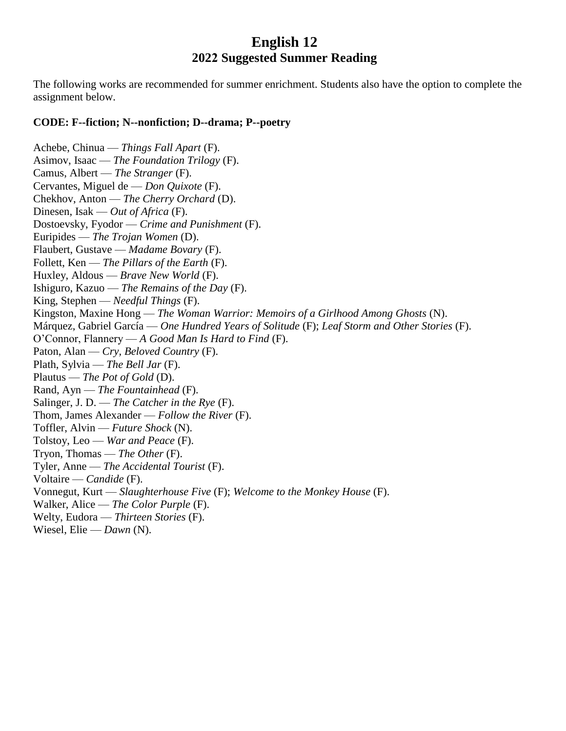# English 12
## 2022 Suggested Summer Reading

The following works are recommended for summer enrichment. Students also have the option to complete the assignment below.

**CODE: F--fiction; N--nonfiction; D--drama; P--poetry**

Achebe, Chinua — *Things Fall Apart* (F).
Asimov, Isaac — *The Foundation Trilogy* (F).
Camus, Albert — *The Stranger* (F).
Cervantes, Miguel de — *Don Quixote* (F).
Chekhov, Anton — *The Cherry Orchard* (D).
Dinesen, Isak — *Out of Africa* (F).
Dostoevsky, Fyodor — *Crime and Punishment* (F).
Euripides — *The Trojan Women* (D).
Flaubert, Gustave — *Madame Bovary* (F).
Follett, Ken — *The Pillars of the Earth* (F).
Huxley, Aldous — *Brave New World* (F).
Ishiguro, Kazuo — *The Remains of the Day* (F).
King, Stephen — *Needful Things* (F).
Kingston, Maxine Hong — *The Woman Warrior: Memoirs of a Girlhood Among Ghosts* (N).
Márquez, Gabriel García — *One Hundred Years of Solitude* (F); *Leaf Storm and Other Stories* (F).
O'Connor, Flannery — *A Good Man Is Hard to Find* (F).
Paton, Alan — *Cry, Beloved Country* (F).
Plath, Sylvia — *The Bell Jar* (F).
Plautus — *The Pot of Gold* (D).
Rand, Ayn — *The Fountainhead* (F).
Salinger, J. D. — *The Catcher in the Rye* (F).
Thom, James Alexander — *Follow the River* (F).
Toffler, Alvin — *Future Shock* (N).
Tolstoy, Leo — *War and Peace* (F).
Tryon, Thomas — *The Other* (F).
Tyler, Anne — *The Accidental Tourist* (F).
Voltaire — *Candide* (F).
Vonnegut, Kurt — *Slaughterhouse Five* (F); *Welcome to the Monkey House* (F).
Walker, Alice — *The Color Purple* (F).
Welty, Eudora — *Thirteen Stories* (F).
Wiesel, Elie — *Dawn* (N).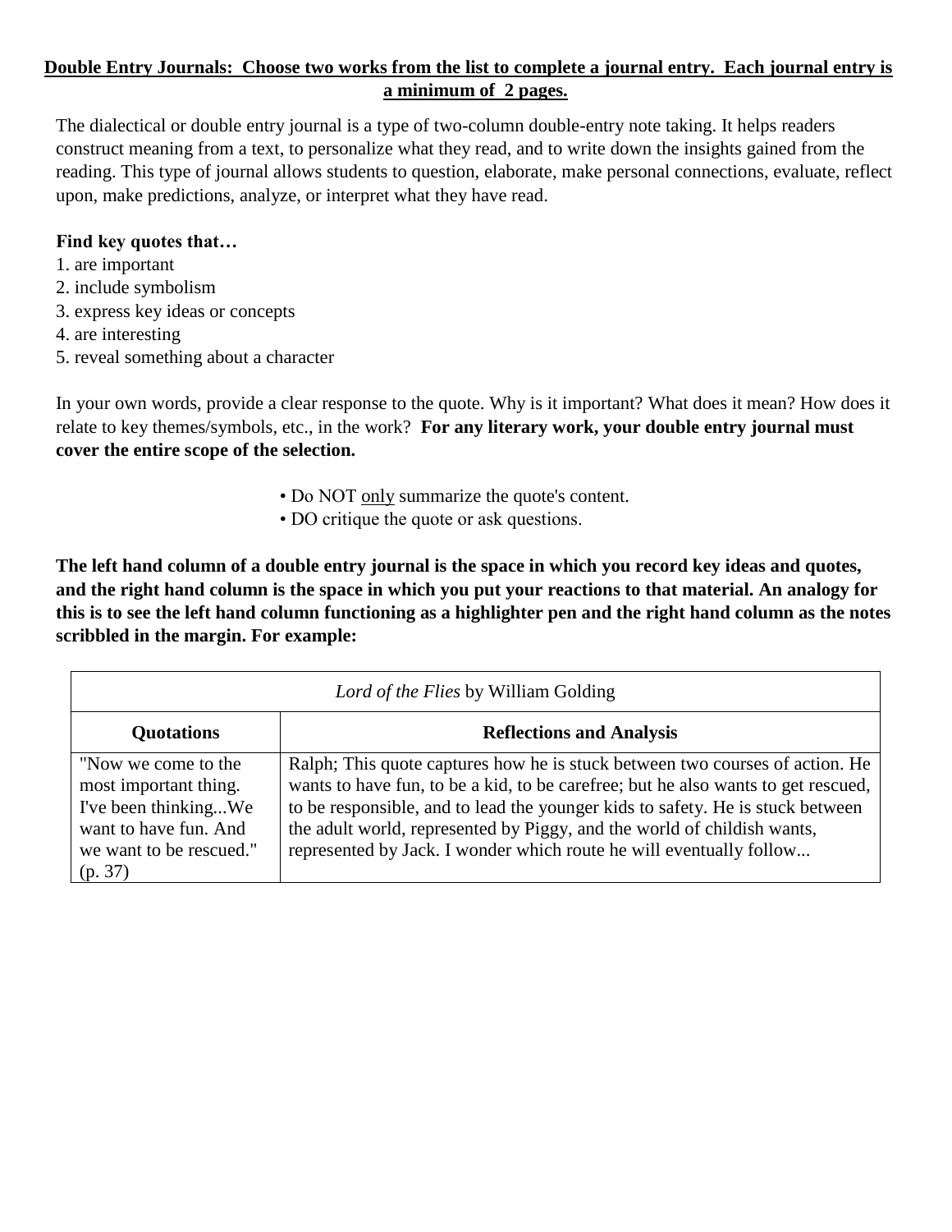**<u>Double Entry Journals: Choose two works from the list to complete a journal entry. Each journal entry is a minimum of 2 pages.</u>**

The dialectical or double entry journal is a type of two-column double-entry note taking. It helps readers construct meaning from a text, to personalize what they read, and to write down the insights gained from the reading. This type of journal allows students to question, elaborate, make personal connections, evaluate, reflect upon, make predictions, analyze, or interpret what they have read.

**Find key quotes that…**

1. are important
2. include symbolism
3. express key ideas or concepts
4. are interesting
5. reveal something about a character

In your own words, provide a clear response to the quote. Why is it important? What does it mean? How does it relate to key themes/symbols, etc., in the work? **For any literary work, your double entry journal must cover the entire scope of the selection.**

- Do NOT <u>only</u> summarize the quote's content.
- DO critique the quote or ask questions.

**The left hand column of a double entry journal is the space in which you record key ideas and quotes, and the right hand column is the space in which you put your reactions to that material. An analogy for this is to see the left hand column functioning as a highlighter pen and the right hand column as the notes scribbled in the margin. For example:**

| *Lord of the Flies* by William Golding | |
|---|---|
| **Quotations** | **Reflections and Analysis** |
| "Now we come to the most important thing. I've been thinking...We want to have fun. And we want to be rescued." (p. 37) | Ralph; This quote captures how he is stuck between two courses of action. He wants to have fun, to be a kid, to be carefree; but he also wants to get rescued, to be responsible, and to lead the younger kids to safety. He is stuck between the adult world, represented by Piggy, and the world of childish wants, represented by Jack. I wonder which route he will eventually follow... |